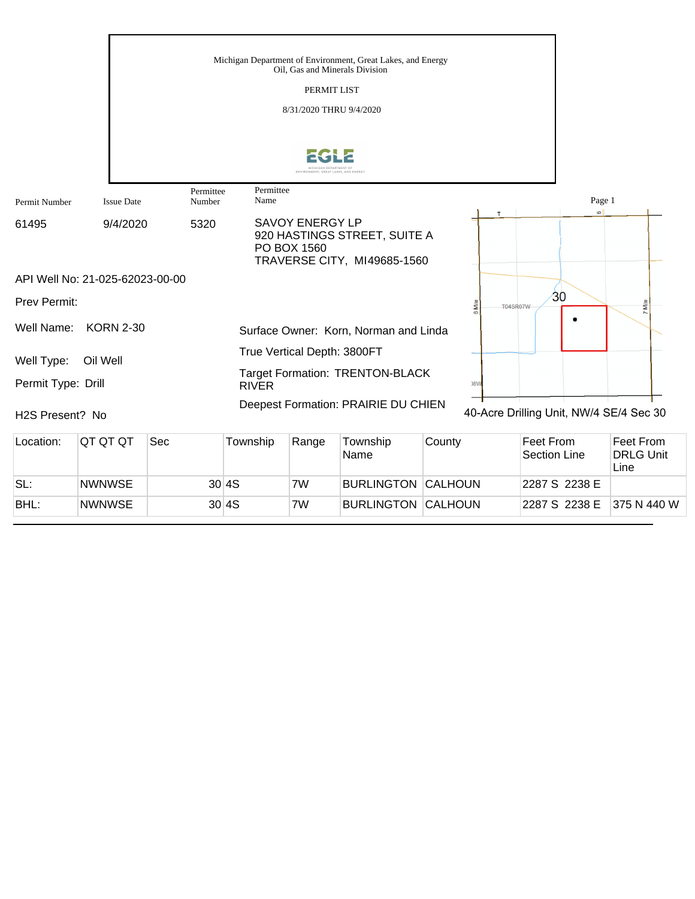Michigan Department of Environment, Great Lakes, and Energy
Oil, Gas and Minerals Division

PERMIT LIST

8/31/2020 THRU 9/4/2020

| Permit Number | Issue Date | Permittee Number | Permittee Name |
|---|---|---|---|
| 61495 | 9/4/2020 | 5320 | SAVOY ENERGY LP<br>920 HASTINGS STREET, SUITE A<br>PO BOX 1560<br>TRAVERSE CITY, MI49685-1560 |

API Well No: 21-025-62023-00-00

Prev Permit:

Well Name: KORN 2-30

Well Type: Oil Well

Permit Type: Drill

H2S Present? No

Surface Owner: Korn, Norman and Linda

True Vertical Depth: 3800FT

Target Formation: TRENTON-BLACK RIVER

Deepest Formation: PRAIRIE DU CHIEN

40-Acre Drilling Unit, NW/4 SE/4 Sec 30

| Location: | QT QT QT | Sec | Township | Range | Township Name | County | Feet From Section Line | Feet From DRLG Unit Line |
|---|---|---|---|---|---|---|---|---|
| SL: | NWNWSE | 30 | 4S | 7W | BURLINGTON | CALHOUN | 2287 S 2238 E | |
| BHL: | NWNWSE | 30 | 4S | 7W | BURLINGTON | CALHOUN | 2287 S 2238 E | 375 N 440 W |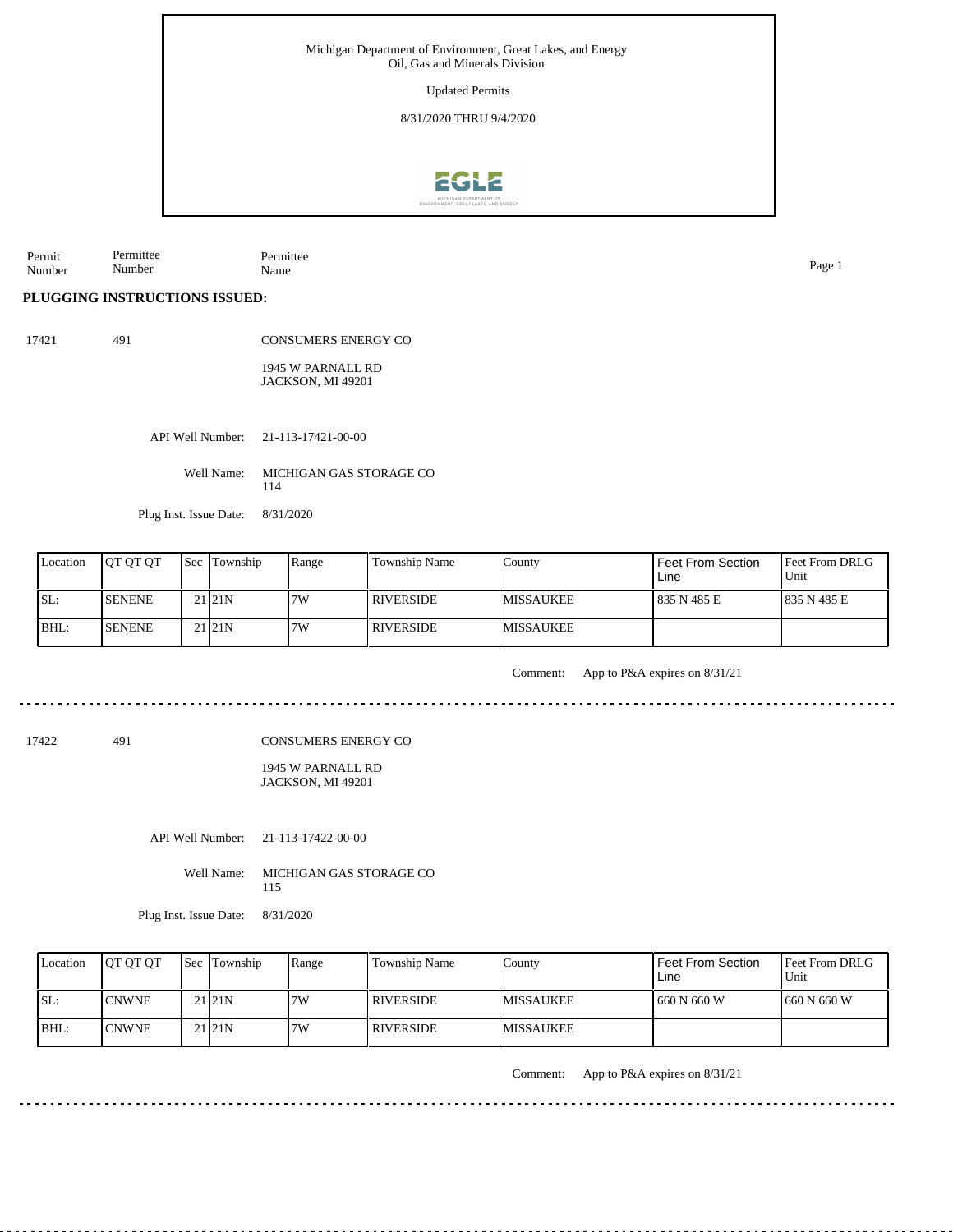Michigan Department of Environment, Great Lakes, and Energy
Oil, Gas and Minerals Division

Updated Permits

8/31/2020 THRU 9/4/2020

| Permit Number | Permittee Number | Permittee Name |
|---|---|---|

## PLUGGING INSTRUCTIONS ISSUED:

**17421** | **491** | CONSUMERS ENERGY CO

1945 W PARNALL RD
JACKSON, MI 49201

API Well Number: 21-113-17421-00-00

Well Name: MICHIGAN GAS STORAGE CO 114

Plug Inst. Issue Date: 8/31/2020

| Location | QT QT QT | Sec | Township | Range | Township Name | County | Feet From Section Line | Feet From DRLG Unit |
|---|---|---|---|---|---|---|---|---|
| SL: | SENENE | 21 | 21N | 7W | RIVERSIDE | MISSAUKEE | 835 N 485 E | 835 N 485 E |
| BHL: | SENENE | 21 | 21N | 7W | RIVERSIDE | MISSAUKEE | | |

Comment: App to P&A expires on 8/31/21

---

**17422** | **491** | CONSUMERS ENERGY CO

1945 W PARNALL RD
JACKSON, MI 49201

API Well Number: 21-113-17422-00-00

Well Name: MICHIGAN GAS STORAGE CO 115

Plug Inst. Issue Date: 8/31/2020

| Location | QT QT QT | Sec | Township | Range | Township Name | County | Feet From Section Line | Feet From DRLG Unit |
|---|---|---|---|---|---|---|---|---|
| SL: | CNWNE | 21 | 21N | 7W | RIVERSIDE | MISSAUKEE | 660 N 660 W | 660 N 660 W |
| BHL: | CNWNE | 21 | 21N | 7W | RIVERSIDE | MISSAUKEE | | |

Comment: App to P&A expires on 8/31/21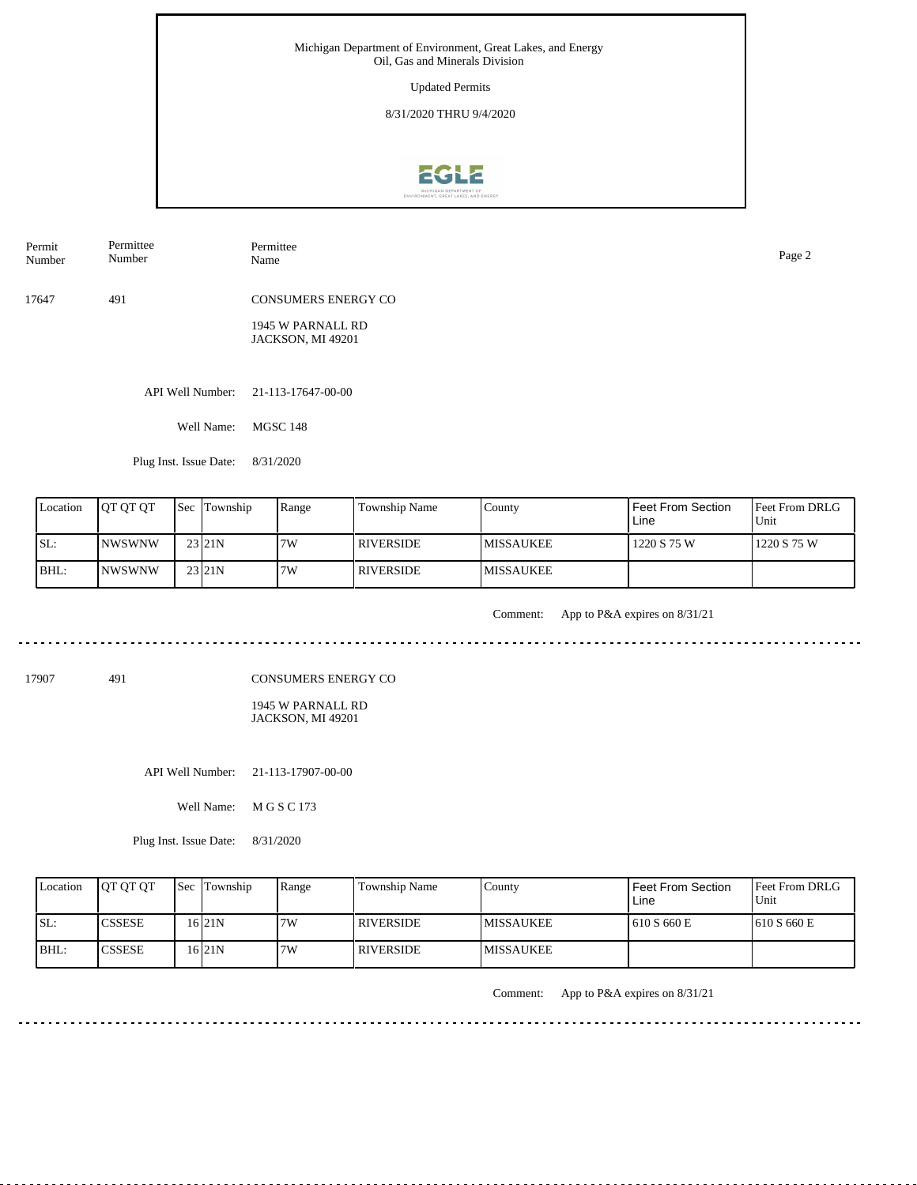Michigan Department of Environment, Great Lakes, and Energy
Oil, Gas and Minerals Division

Updated Permits

8/31/2020 THRU 9/4/2020

| Permit Number | Permittee Number | Permittee Name |
|---|---|---|
| 17647 | 491 | CONSUMERS ENERGY CO<br>1945 W PARNALL RD<br>JACKSON, MI 49201 |

API Well Number: 21-113-17647-00-00

Well Name: MGSC 148

Plug Inst. Issue Date: 8/31/2020

| Location | QT QT QT | Sec | Township | Range | Township Name | County | Feet From Section Line | Feet From DRLG Unit |
|---|---|---|---|---|---|---|---|---|
| SL: | NWSWNW | 23 | 21N | 7W | RIVERSIDE | MISSAUKEE | 1220 S 75 W | 1220 S 75 W |
| BHL: | NWSWNW | 23 | 21N | 7W | RIVERSIDE | MISSAUKEE | | |

Comment: App to P&A expires on 8/31/21

---

| Permit Number | Permittee Number | Permittee Name |
|---|---|---|
| 17907 | 491 | CONSUMERS ENERGY CO<br>1945 W PARNALL RD<br>JACKSON, MI 49201 |

API Well Number: 21-113-17907-00-00

Well Name: M G S C 173

Plug Inst. Issue Date: 8/31/2020

| Location | QT QT QT | Sec | Township | Range | Township Name | County | Feet From Section Line | Feet From DRLG Unit |
|---|---|---|---|---|---|---|---|---|
| SL: | CSSESE | 16 | 21N | 7W | RIVERSIDE | MISSAUKEE | 610 S 660 E | 610 S 660 E |
| BHL: | CSSESE | 16 | 21N | 7W | RIVERSIDE | MISSAUKEE | | |

Comment: App to P&A expires on 8/31/21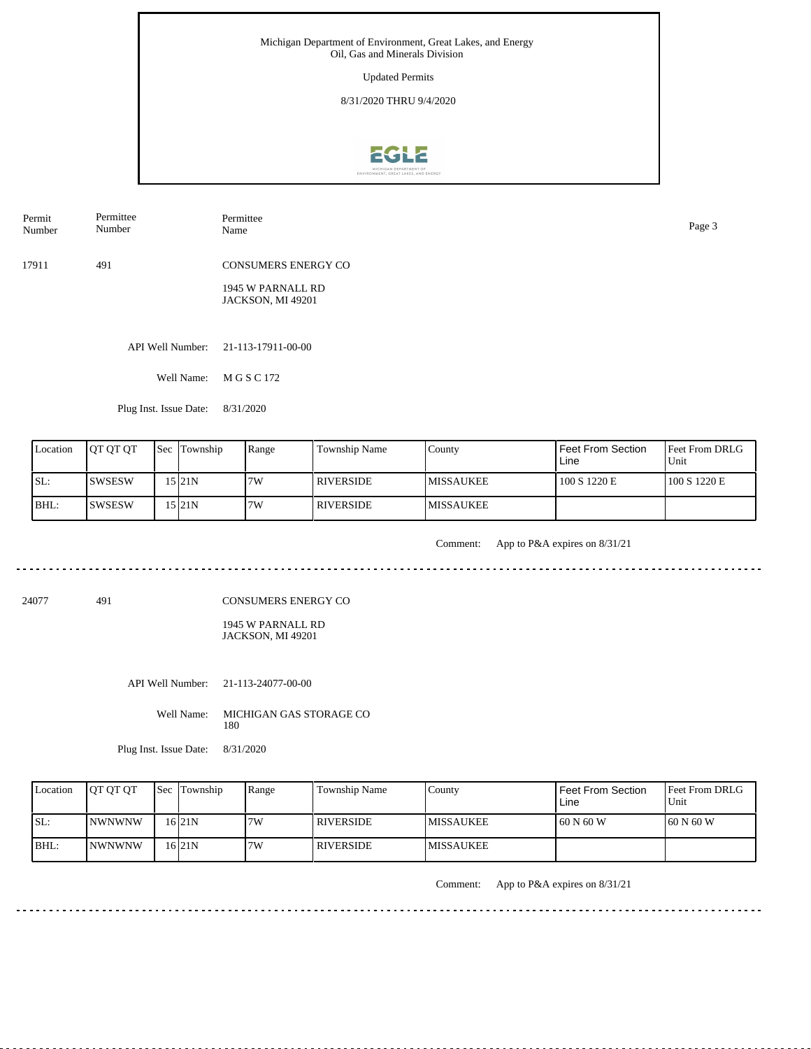Michigan Department of Environment, Great Lakes, and Energy
Oil, Gas and Minerals Division

Updated Permits

8/31/2020 THRU 9/4/2020

| Permit Number | Permittee Number | Permittee Name |
|---|---|---|
| 17911 | 491 | CONSUMERS ENERGY CO<br>1945 W PARNALL RD<br>JACKSON, MI 49201 |

API Well Number: 21-113-17911-00-00

Well Name: M G S C 172

Plug Inst. Issue Date: 8/31/2020

| Location | QT QT QT | Sec | Township | Range | Township Name | County | Feet From Section Line | Feet From DRLG Unit |
|---|---|---|---|---|---|---|---|---|
| SL: | SWSESW | 15 | 21N | 7W | RIVERSIDE | MISSAUKEE | 100 S 1220 E | 100 S 1220 E |
| BHL: | SWSESW | 15 | 21N | 7W | RIVERSIDE | MISSAUKEE | | |

Comment: App to P&A expires on 8/31/21

---

| Permit Number | Permittee Number | Permittee Name |
|---|---|---|
| 24077 | 491 | CONSUMERS ENERGY CO<br>1945 W PARNALL RD<br>JACKSON, MI 49201 |

API Well Number: 21-113-24077-00-00

Well Name: MICHIGAN GAS STORAGE CO 180

Plug Inst. Issue Date: 8/31/2020

| Location | QT QT QT | Sec | Township | Range | Township Name | County | Feet From Section Line | Feet From DRLG Unit |
|---|---|---|---|---|---|---|---|---|
| SL: | NWNWNW | 16 | 21N | 7W | RIVERSIDE | MISSAUKEE | 60 N 60 W | 60 N 60 W |
| BHL: | NWNWNW | 16 | 21N | 7W | RIVERSIDE | MISSAUKEE | | |

Comment: App to P&A expires on 8/31/21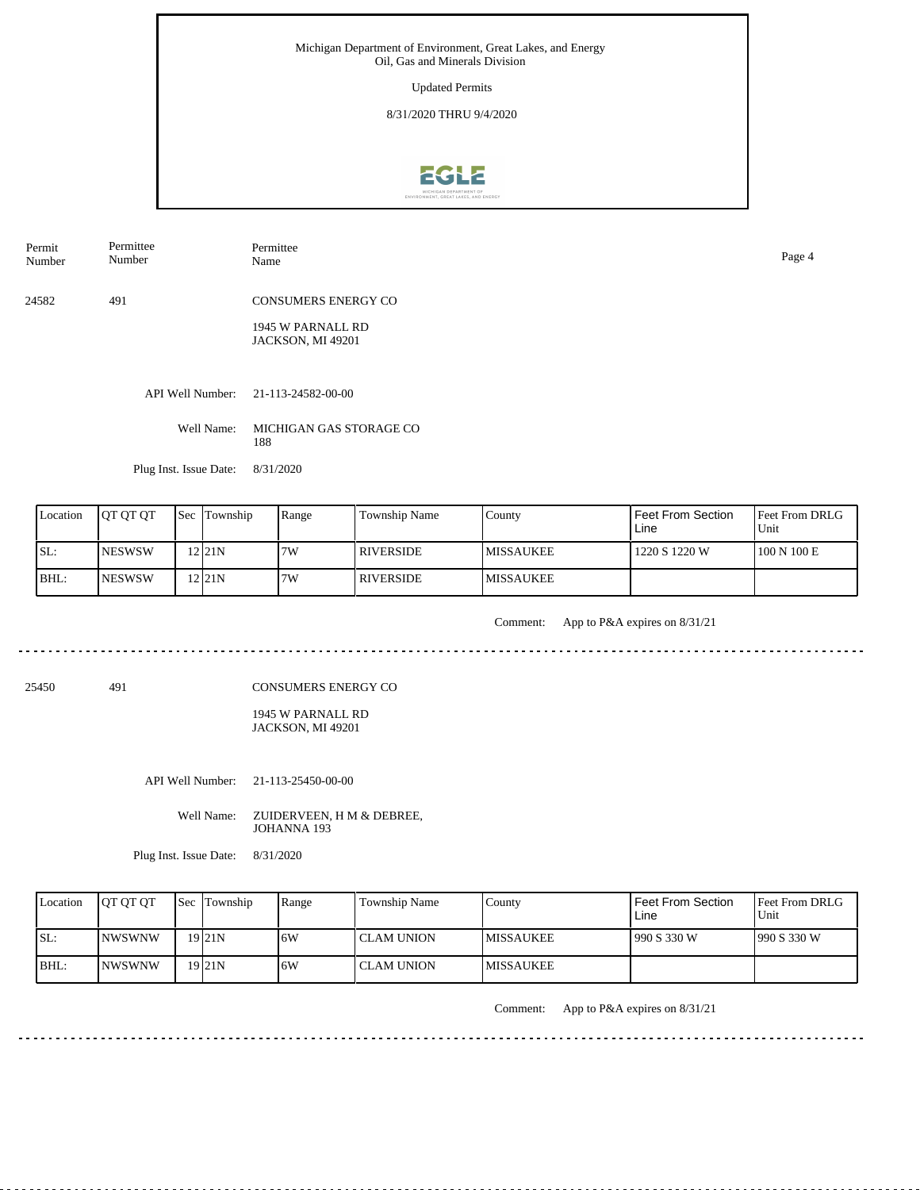Michigan Department of Environment, Great Lakes, and Energy
Oil, Gas and Minerals Division

Updated Permits

8/31/2020 THRU 9/4/2020

| Permit Number | Permittee Number | Permittee Name |
|---|---|---|

24582 491 CONSUMERS ENERGY CO

1945 W PARNALL RD
JACKSON, MI 49201

API Well Number: 21-113-24582-00-00

Well Name: MICHIGAN GAS STORAGE CO 188

Plug Inst. Issue Date: 8/31/2020

| Location | QT QT QT | Sec | Township | Range | Township Name | County | Feet From Section Line | Feet From DRLG Unit |
|---|---|---|---|---|---|---|---|---|
| SL: | NESWSW | 12 | 21N | 7W | RIVERSIDE | MISSAUKEE | 1220 S 1220 W | 100 N 100 E |
| BHL: | NESWSW | 12 | 21N | 7W | RIVERSIDE | MISSAUKEE | | |

Comment: App to P&A expires on 8/31/21

---

25450 491 CONSUMERS ENERGY CO

1945 W PARNALL RD
JACKSON, MI 49201

API Well Number: 21-113-25450-00-00

Well Name: ZUIDERVEEN, H M & DEBREE, JOHANNA 193

Plug Inst. Issue Date: 8/31/2020

| Location | QT QT QT | Sec | Township | Range | Township Name | County | Feet From Section Line | Feet From DRLG Unit |
|---|---|---|---|---|---|---|---|---|
| SL: | NWSWNW | 19 | 21N | 6W | CLAM UNION | MISSAUKEE | 990 S 330 W | 990 S 330 W |
| BHL: | NWSWNW | 19 | 21N | 6W | CLAM UNION | MISSAUKEE | | |

Comment: App to P&A expires on 8/31/21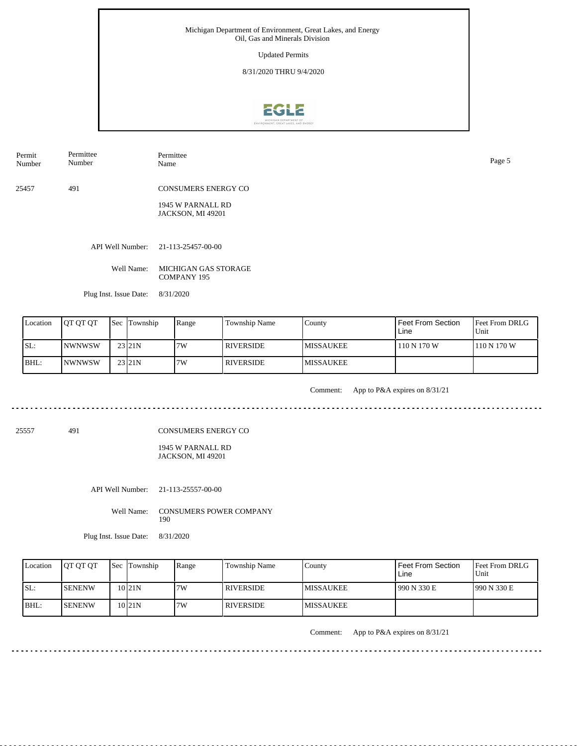Michigan Department of Environment, Great Lakes, and Energy
Oil, Gas and Minerals Division

Updated Permits

8/31/2020 THRU 9/4/2020

| Permit Number | Permittee Number | Permittee Name |
|---|---|---|
| 25457 | 491 | CONSUMERS ENERGY CO<br>1945 W PARNALL RD<br>JACKSON, MI 49201 |

API Well Number: 21-113-25457-00-00

Well Name: MICHIGAN GAS STORAGE COMPANY 195

Plug Inst. Issue Date: 8/31/2020

| Location | QT QT QT | Sec | Township | Range | Township Name | County | Feet From Section Line | Feet From DRLG Unit |
|---|---|---|---|---|---|---|---|---|
| SL: | NWNWSW | 23 | 21N | 7W | RIVERSIDE | MISSAUKEE | 110 N 170 W | 110 N 170 W |
| BHL: | NWNWSW | 23 | 21N | 7W | RIVERSIDE | MISSAUKEE | | |

Comment: App to P&A expires on 8/31/21

---

| Permit Number | Permittee Number | Permittee Name |
|---|---|---|
| 25557 | 491 | CONSUMERS ENERGY CO<br>1945 W PARNALL RD<br>JACKSON, MI 49201 |

API Well Number: 21-113-25557-00-00

Well Name: CONSUMERS POWER COMPANY 190

Plug Inst. Issue Date: 8/31/2020

| Location | QT QT QT | Sec | Township | Range | Township Name | County | Feet From Section Line | Feet From DRLG Unit |
|---|---|---|---|---|---|---|---|---|
| SL: | SENENW | 10 | 21N | 7W | RIVERSIDE | MISSAUKEE | 990 N 330 E | 990 N 330 E |
| BHL: | SENENW | 10 | 21N | 7W | RIVERSIDE | MISSAUKEE | | |

Comment: App to P&A expires on 8/31/21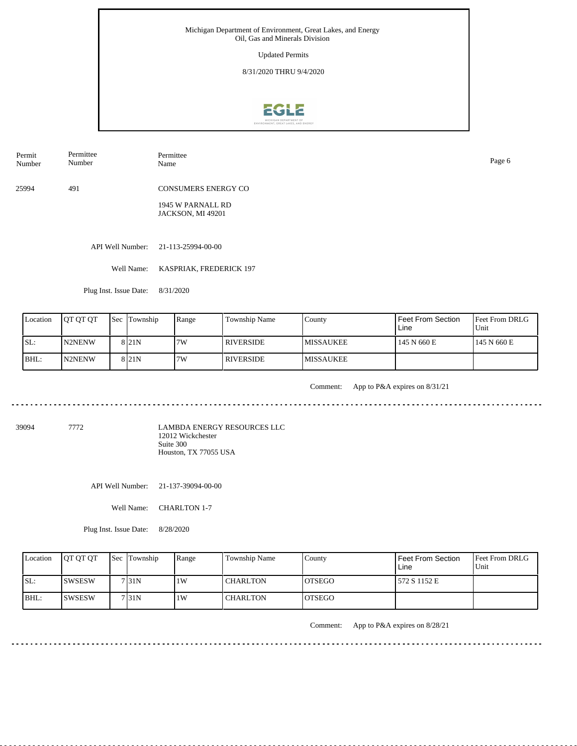Michigan Department of Environment, Great Lakes, and Energy
Oil, Gas and Minerals Division

Updated Permits

8/31/2020 THRU 9/4/2020

| Permit Number | Permittee Number | Permittee Name |
|---|---|---|
| 25994 | 491 | CONSUMERS ENERGY CO<br>1945 W PARNALL RD<br>JACKSON, MI 49201 |

API Well Number: 21-113-25994-00-00

Well Name: KASPRIAK, FREDERICK 197

Plug Inst. Issue Date: 8/31/2020

| Location | QT QT QT | Sec | Township | Range | Township Name | County | Feet From Section Line | Feet From DRLG Unit |
|---|---|---|---|---|---|---|---|---|
| SL: | N2NENW | 8 | 21N | 7W | RIVERSIDE | MISSAUKEE | 145 N 660 E | 145 N 660 E |
| BHL: | N2NENW | 8 | 21N | 7W | RIVERSIDE | MISSAUKEE | | |

Comment: App to P&A expires on 8/31/21

---

| Permit Number | Permittee Number | Permittee Name |
|---|---|---|
| 39094 | 7772 | LAMBDA ENERGY RESOURCES LLC<br>12012 Wickchester<br>Suite 300<br>Houston, TX 77055 USA |

API Well Number: 21-137-39094-00-00

Well Name: CHARLTON 1-7

Plug Inst. Issue Date: 8/28/2020

| Location | QT QT QT | Sec | Township | Range | Township Name | County | Feet From Section Line | Feet From DRLG Unit |
|---|---|---|---|---|---|---|---|---|
| SL: | SWSESW | 7 | 31N | 1W | CHARLTON | OTSEGO | 572 S 1152 E | |
| BHL: | SWSESW | 7 | 31N | 1W | CHARLTON | OTSEGO | | |

Comment: App to P&A expires on 8/28/21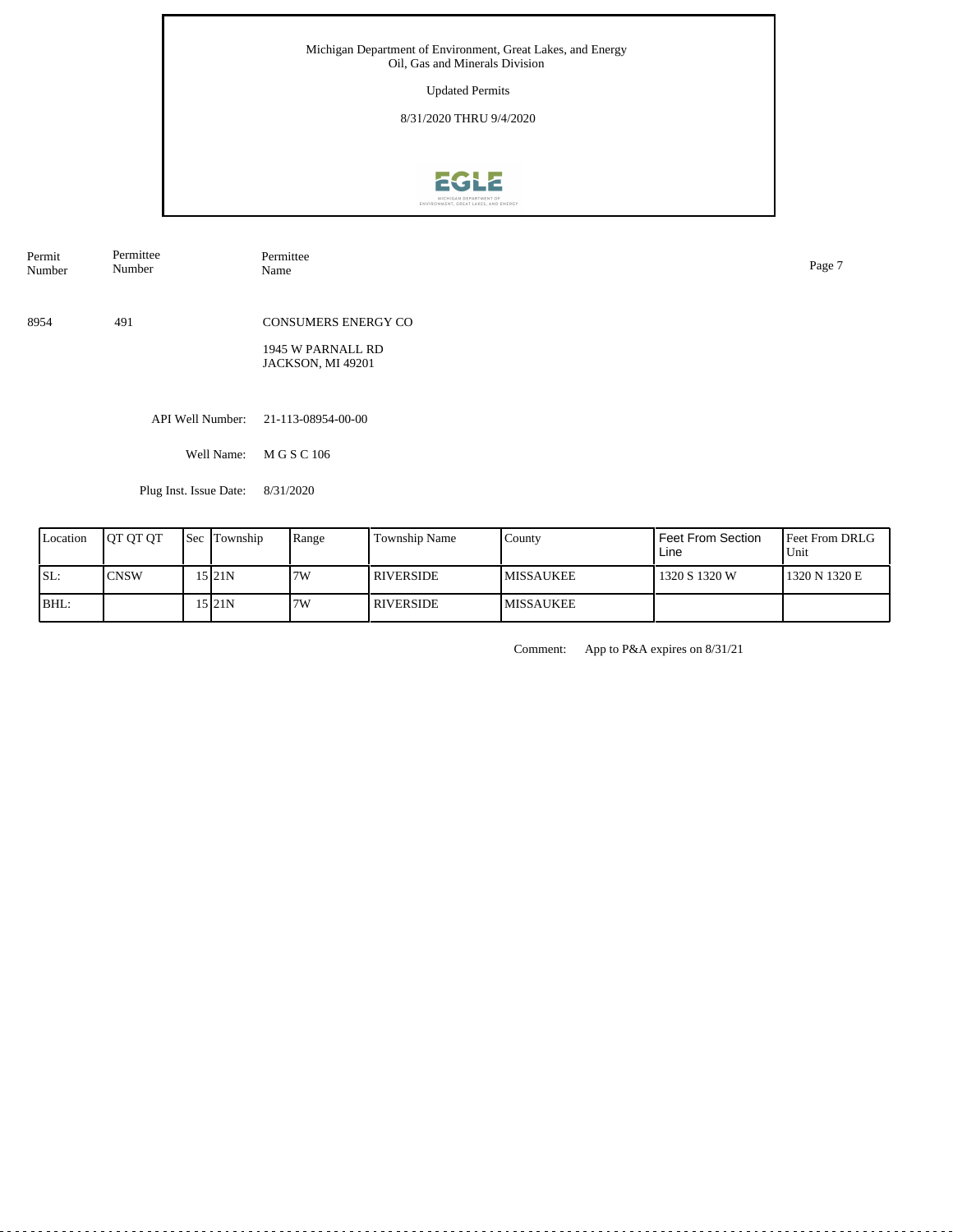Michigan Department of Environment, Great Lakes, and Energy
Oil, Gas and Minerals Division

Updated Permits

8/31/2020 THRU 9/4/2020

| Permit Number | Permittee Number | Permittee Name |
|---|---|---|
| 8954 | 491 | CONSUMERS ENERGY CO<br>1945 W PARNALL RD<br>JACKSON, MI 49201 |

API Well Number: 21-113-08954-00-00

Well Name: M G S C 106

Plug Inst. Issue Date: 8/31/2020

| Location | QT QT QT | Sec | Township | Range | Township Name | County | Feet From Section Line | Feet From DRLG Unit |
|---|---|---|---|---|---|---|---|---|
| SL: | CNSW | 15 | 21N | 7W | RIVERSIDE | MISSAUKEE | 1320 S 1320 W | 1320 N 1320 E |
| BHL: | | 15 | 21N | 7W | RIVERSIDE | MISSAUKEE | | |

Comment: App to P&A expires on 8/31/21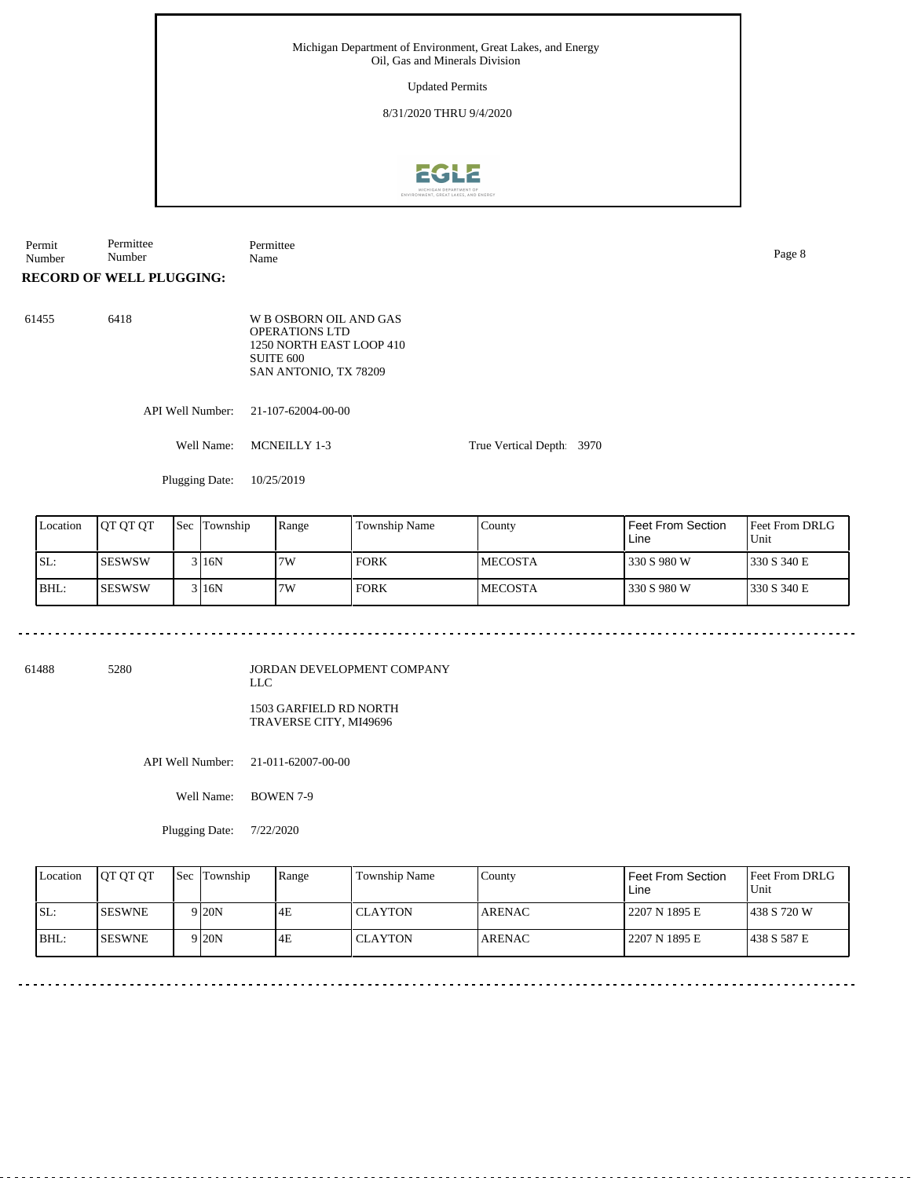Michigan Department of Environment, Great Lakes, and Energy
Oil, Gas and Minerals Division

Updated Permits

8/31/2020 THRU 9/4/2020

| Permit Number | Permittee Number | Permittee Name |
|---|---|---|

**RECORD OF WELL PLUGGING:**

61455 6418 W B OSBORN OIL AND GAS OPERATIONS LTD
1250 NORTH EAST LOOP 410
SUITE 600
SAN ANTONIO, TX 78209

API Well Number: 21-107-62004-00-00

Well Name: MCNEILLY 1-3

True Vertical Depth: 3970

Plugging Date: 10/25/2019

| Location | QT QT QT | Sec | Township | Range | Township Name | County | Feet From Section Line | Feet From DRLG Unit |
|---|---|---|---|---|---|---|---|---|
| SL: | SESWSW | 3 | 16N | 7W | FORK | MECOSTA | 330 S 980 W | 330 S 340 E |
| BHL: | SESWSW | 3 | 16N | 7W | FORK | MECOSTA | 330 S 980 W | 330 S 340 E |

---

61488 5280 JORDAN DEVELOPMENT COMPANY LLC
1503 GARFIELD RD NORTH
TRAVERSE CITY, MI49696

API Well Number: 21-011-62007-00-00

Well Name: BOWEN 7-9

Plugging Date: 7/22/2020

| Location | QT QT QT | Sec | Township | Range | Township Name | County | Feet From Section Line | Feet From DRLG Unit |
|---|---|---|---|---|---|---|---|---|
| SL: | SESWNE | 9 | 20N | 4E | CLAYTON | ARENAC | 2207 N 1895 E | 438 S 720 W |
| BHL: | SESWNE | 9 | 20N | 4E | CLAYTON | ARENAC | 2207 N 1895 E | 438 S 587 E |